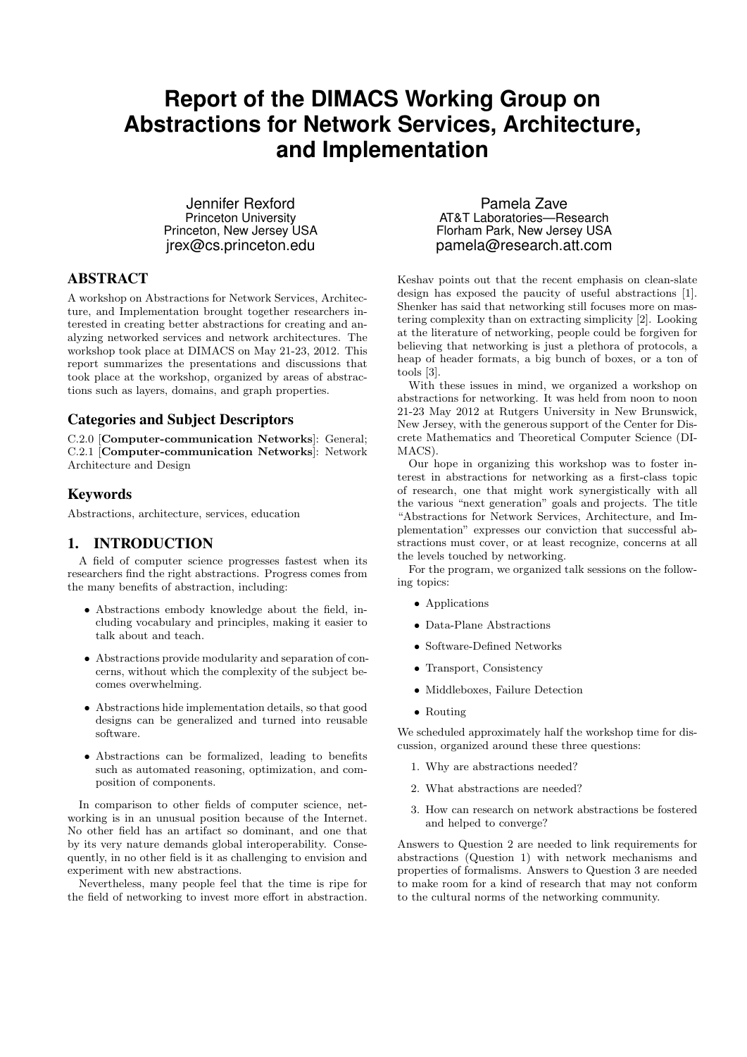# Report of the DIMACS Working Group on Abstractions for Network Services, Architecture, and Implementation

Jennifer Rexford
Princeton University
Princeton, New Jersey USA
jrex@cs.princeton.edu

Pamela Zave
AT&T Laboratories—Research
Florham Park, New Jersey USA
pamela@research.att.com

## ABSTRACT

A workshop on Abstractions for Network Services, Architecture, and Implementation brought together researchers interested in creating better abstractions for creating and analyzing networked services and network architectures. The workshop took place at DIMACS on May 21-23, 2012. This report summarizes the presentations and discussions that took place at the workshop, organized by areas of abstractions such as layers, domains, and graph properties.

## Categories and Subject Descriptors

C.2.0 [**Computer-communication Networks**]: General; C.2.1 [**Computer-communication Networks**]: Network Architecture and Design

## Keywords

Abstractions, architecture, services, education

## 1. INTRODUCTION

A field of computer science progresses fastest when its researchers find the right abstractions. Progress comes from the many benefits of abstraction, including:

- Abstractions embody knowledge about the field, including vocabulary and principles, making it easier to talk about and teach.
- Abstractions provide modularity and separation of concerns, without which the complexity of the subject becomes overwhelming.
- Abstractions hide implementation details, so that good designs can be generalized and turned into reusable software.
- Abstractions can be formalized, leading to benefits such as automated reasoning, optimization, and composition of components.

In comparison to other fields of computer science, networking is in an unusual position because of the Internet. No other field has an artifact so dominant, and one that by its very nature demands global interoperability. Consequently, in no other field is it as challenging to envision and experiment with new abstractions.

Nevertheless, many people feel that the time is ripe for the field of networking to invest more effort in abstraction. Keshav points out that the recent emphasis on clean-slate design has exposed the paucity of useful abstractions [1]. Shenker has said that networking still focuses more on mastering complexity than on extracting simplicity [2]. Looking at the literature of networking, people could be forgiven for believing that networking is just a plethora of protocols, a heap of header formats, a big bunch of boxes, or a ton of tools [3].

With these issues in mind, we organized a workshop on abstractions for networking. It was held from noon to noon 21-23 May 2012 at Rutgers University in New Brunswick, New Jersey, with the generous support of the Center for Discrete Mathematics and Theoretical Computer Science (DIMACS).

Our hope in organizing this workshop was to foster interest in abstractions for networking as a first-class topic of research, one that might work synergistically with all the various "next generation" goals and projects. The title "Abstractions for Network Services, Architecture, and Implementation" expresses our conviction that successful abstractions must cover, or at least recognize, concerns at all the levels touched by networking.

For the program, we organized talk sessions on the following topics:

- Applications
- Data-Plane Abstractions
- Software-Defined Networks
- Transport, Consistency
- Middleboxes, Failure Detection
- Routing

We scheduled approximately half the workshop time for discussion, organized around these three questions:

1. Why are abstractions needed?
2. What abstractions are needed?
3. How can research on network abstractions be fostered and helped to converge?

Answers to Question 2 are needed to link requirements for abstractions (Question 1) with network mechanisms and properties of formalisms. Answers to Question 3 are needed to make room for a kind of research that may not conform to the cultural norms of the networking community.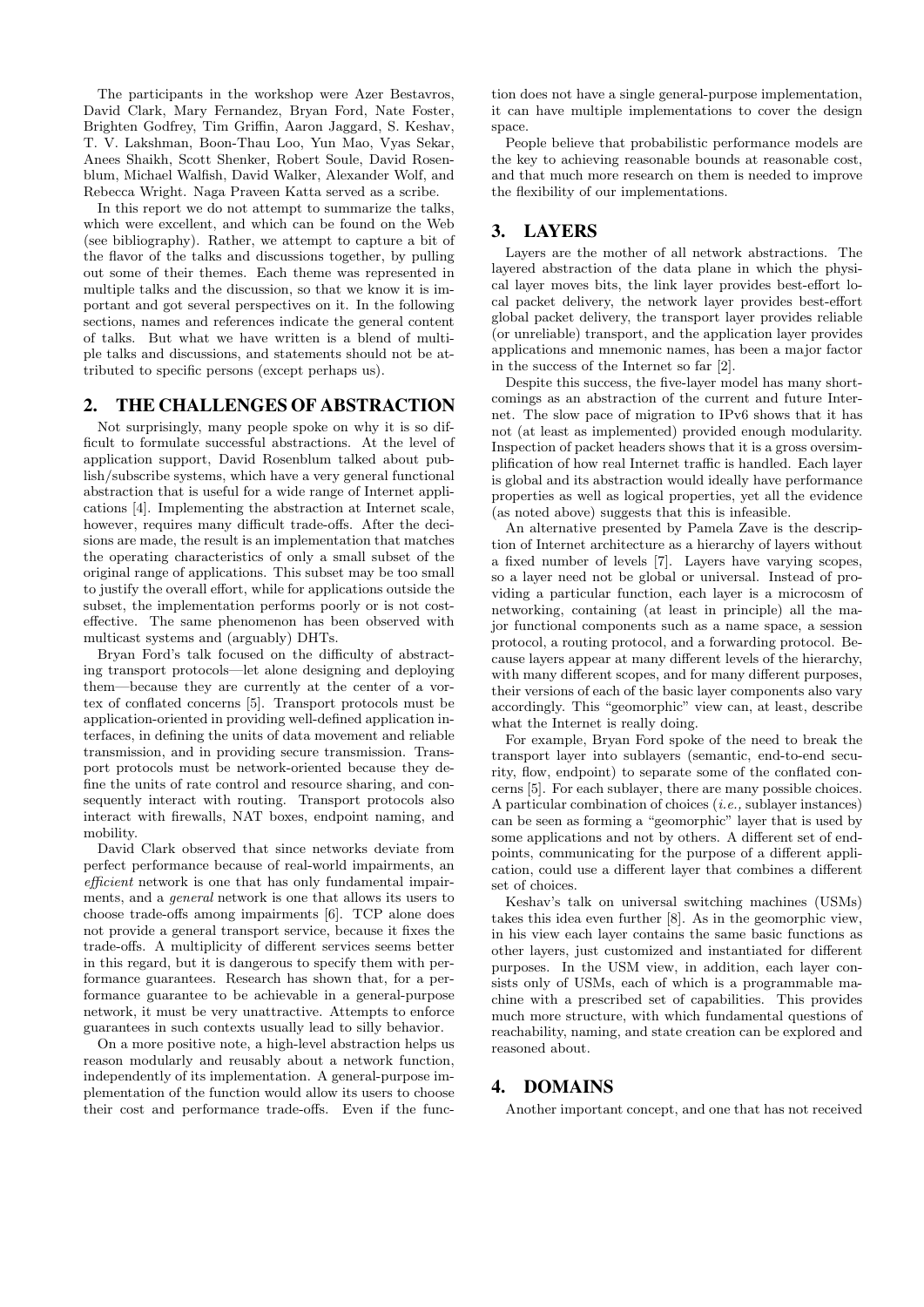The participants in the workshop were Azer Bestavros, David Clark, Mary Fernandez, Bryan Ford, Nate Foster, Brighten Godfrey, Tim Griffin, Aaron Jaggard, S. Keshav, T. V. Lakshman, Boon-Thau Loo, Yun Mao, Vyas Sekar, Anees Shaikh, Scott Shenker, Robert Soule, David Rosenblum, Michael Walfish, David Walker, Alexander Wolf, and Rebecca Wright. Naga Praveen Katta served as a scribe.

In this report we do not attempt to summarize the talks, which were excellent, and which can be found on the Web (see bibliography). Rather, we attempt to capture a bit of the flavor of the talks and discussions together, by pulling out some of their themes. Each theme was represented in multiple talks and the discussion, so that we know it is important and got several perspectives on it. In the following sections, names and references indicate the general content of talks. But what we have written is a blend of multiple talks and discussions, and statements should not be attributed to specific persons (except perhaps us).

## 2. THE CHALLENGES OF ABSTRACTION

Not surprisingly, many people spoke on why it is so difficult to formulate successful abstractions. At the level of application support, David Rosenblum talked about publish/subscribe systems, which have a very general functional abstraction that is useful for a wide range of Internet applications [4]. Implementing the abstraction at Internet scale, however, requires many difficult trade-offs. After the decisions are made, the result is an implementation that matches the operating characteristics of only a small subset of the original range of applications. This subset may be too small to justify the overall effort, while for applications outside the subset, the implementation performs poorly or is not cost-effective. The same phenomenon has been observed with multicast systems and (arguably) DHTs.

Bryan Ford's talk focused on the difficulty of abstracting transport protocols—let alone designing and deploying them—because they are currently at the center of a vortex of conflated concerns [5]. Transport protocols must be application-oriented in providing well-defined application interfaces, in defining the units of data movement and reliable transmission, and in providing secure transmission. Transport protocols must be network-oriented because they define the units of rate control and resource sharing, and consequently interact with routing. Transport protocols also interact with firewalls, NAT boxes, endpoint naming, and mobility.

David Clark observed that since networks deviate from perfect performance because of real-world impairments, an *efficient* network is one that has only fundamental impairments, and a *general* network is one that allows its users to choose trade-offs among impairments [6]. TCP alone does not provide a general transport service, because it fixes the trade-offs. A multiplicity of different services seems better in this regard, but it is dangerous to specify them with performance guarantees. Research has shown that, for a performance guarantee to be achievable in a general-purpose network, it must be very unattractive. Attempts to enforce guarantees in such contexts usually lead to silly behavior.

On a more positive note, a high-level abstraction helps us reason modularly and reusably about a network function, independently of its implementation. A general-purpose implementation of the function would allow its users to choose their cost and performance trade-offs. Even if the function does not have a single general-purpose implementation, it can have multiple implementations to cover the design space.

People believe that probabilistic performance models are the key to achieving reasonable bounds at reasonable cost, and that much more research on them is needed to improve the flexibility of our implementations.

## 3. LAYERS

Layers are the mother of all network abstractions. The layered abstraction of the data plane in which the physical layer moves bits, the link layer provides best-effort local packet delivery, the network layer provides best-effort global packet delivery, the transport layer provides reliable (or unreliable) transport, and the application layer provides applications and mnemonic names, has been a major factor in the success of the Internet so far [2].

Despite this success, the five-layer model has many shortcomings as an abstraction of the current and future Internet. The slow pace of migration to IPv6 shows that it has not (at least as implemented) provided enough modularity. Inspection of packet headers shows that it is a gross oversimplification of how real Internet traffic is handled. Each layer is global and its abstraction would ideally have performance properties as well as logical properties, yet all the evidence (as noted above) suggests that this is infeasible.

An alternative presented by Pamela Zave is the description of Internet architecture as a hierarchy of layers without a fixed number of levels [7]. Layers have varying scopes, so a layer need not be global or universal. Instead of providing a particular function, each layer is a microcosm of networking, containing (at least in principle) all the major functional components such as a name space, a session protocol, a routing protocol, and a forwarding protocol. Because layers appear at many different levels of the hierarchy, with many different scopes, and for many different purposes, their versions of each of the basic layer components also vary accordingly. This "geomorphic" view can, at least, describe what the Internet is really doing.

For example, Bryan Ford spoke of the need to break the transport layer into sublayers (semantic, end-to-end security, flow, endpoint) to separate some of the conflated concerns [5]. For each sublayer, there are many possible choices. A particular combination of choices (*i.e.,* sublayer instances) can be seen as forming a "geomorphic" layer that is used by some applications and not by others. A different set of endpoints, communicating for the purpose of a different application, could use a different layer that combines a different set of choices.

Keshav's talk on universal switching machines (USMs) takes this idea even further [8]. As in the geomorphic view, in his view each layer contains the same basic functions as other layers, just customized and instantiated for different purposes. In the USM view, in addition, each layer consists only of USMs, each of which is a programmable machine with a prescribed set of capabilities. This provides much more structure, with which fundamental questions of reachability, naming, and state creation can be explored and reasoned about.

## 4. DOMAINS

Another important concept, and one that has not received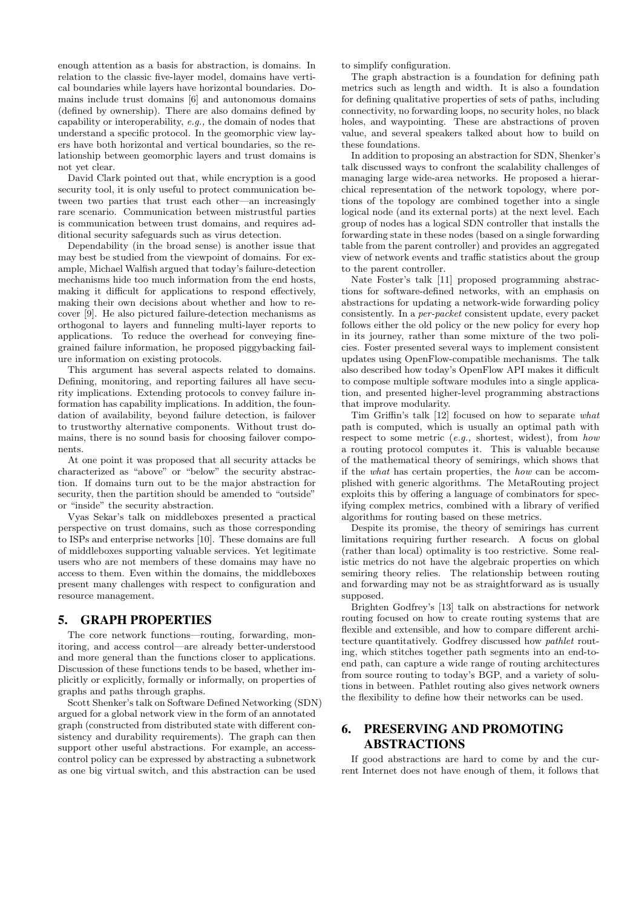enough attention as a basis for abstraction, is domains. In relation to the classic five-layer model, domains have vertical boundaries while layers have horizontal boundaries. Domains include trust domains [6] and autonomous domains (defined by ownership). There are also domains defined by capability or interoperability, *e.g.,* the domain of nodes that understand a specific protocol. In the geomorphic view layers have both horizontal and vertical boundaries, so the relationship between geomorphic layers and trust domains is not yet clear.

David Clark pointed out that, while encryption is a good security tool, it is only useful to protect communication between two parties that trust each other—an increasingly rare scenario. Communication between mistrustful parties is communication between trust domains, and requires additional security safeguards such as virus detection.

Dependability (in the broad sense) is another issue that may best be studied from the viewpoint of domains. For example, Michael Walfish argued that today's failure-detection mechanisms hide too much information from the end hosts, making it difficult for applications to respond effectively, making their own decisions about whether and how to recover [9]. He also pictured failure-detection mechanisms as orthogonal to layers and funneling multi-layer reports to applications. To reduce the overhead for conveying fine-grained failure information, he proposed piggybacking failure information on existing protocols.

This argument has several aspects related to domains. Defining, monitoring, and reporting failures all have security implications. Extending protocols to convey failure information has capability implications. In addition, the foundation of availability, beyond failure detection, is failover to trustworthy alternative components. Without trust domains, there is no sound basis for choosing failover components.

At one point it was proposed that all security attacks be characterized as "above" or "below" the security abstraction. If domains turn out to be the major abstraction for security, then the partition should be amended to "outside" or "inside" the security abstraction.

Vyas Sekar's talk on middleboxes presented a practical perspective on trust domains, such as those corresponding to ISPs and enterprise networks [10]. These domains are full of middleboxes supporting valuable services. Yet legitimate users who are not members of these domains may have no access to them. Even within the domains, the middleboxes present many challenges with respect to configuration and resource management.

## 5. GRAPH PROPERTIES

The core network functions—routing, forwarding, monitoring, and access control—are already better-understood and more general than the functions closer to applications. Discussion of these functions tends to be based, whether implicitly or explicitly, formally or informally, on properties of graphs and paths through graphs.

Scott Shenker's talk on Software Defined Networking (SDN) argued for a global network view in the form of an annotated graph (constructed from distributed state with different consistency and durability requirements). The graph can then support other useful abstractions. For example, an access-control policy can be expressed by abstracting a subnetwork as one big virtual switch, and this abstraction can be used to simplify configuration.

The graph abstraction is a foundation for defining path metrics such as length and width. It is also a foundation for defining qualitative properties of sets of paths, including connectivity, no forwarding loops, no security holes, no black holes, and waypointing. These are abstractions of proven value, and several speakers talked about how to build on these foundations.

In addition to proposing an abstraction for SDN, Shenker's talk discussed ways to confront the scalability challenges of managing large wide-area networks. He proposed a hierarchical representation of the network topology, where portions of the topology are combined together into a single logical node (and its external ports) at the next level. Each group of nodes has a logical SDN controller that installs the forwarding state in these nodes (based on a single forwarding table from the parent controller) and provides an aggregated view of network events and traffic statistics about the group to the parent controller.

Nate Foster's talk [11] proposed programming abstractions for software-defined networks, with an emphasis on abstractions for updating a network-wide forwarding policy consistently. In a *per-packet* consistent update, every packet follows either the old policy or the new policy for every hop in its journey, rather than some mixture of the two policies. Foster presented several ways to implement consistent updates using OpenFlow-compatible mechanisms. The talk also described how today's OpenFlow API makes it difficult to compose multiple software modules into a single application, and presented higher-level programming abstractions that improve modularity.

Tim Griffin's talk [12] focused on how to separate *what* path is computed, which is usually an optimal path with respect to some metric (*e.g.,* shortest, widest), from *how* a routing protocol computes it. This is valuable because of the mathematical theory of semirings, which shows that if the *what* has certain properties, the *how* can be accomplished with generic algorithms. The MetaRouting project exploits this by offering a language of combinators for specifying complex metrics, combined with a library of verified algorithms for routing based on these metrics.

Despite its promise, the theory of semirings has current limitations requiring further research. A focus on global (rather than local) optimality is too restrictive. Some realistic metrics do not have the algebraic properties on which semiring theory relies. The relationship between routing and forwarding may not be as straightforward as is usually supposed.

Brighten Godfrey's [13] talk on abstractions for network routing focused on how to create routing systems that are flexible and extensible, and how to compare different architecture quantitatively. Godfrey discussed how *pathlet* routing, which stitches together path segments into an end-to-end path, can capture a wide range of routing architectures from source routing to today's BGP, and a variety of solutions in between. Pathlet routing also gives network owners the flexibility to define how their networks can be used.

## 6. PRESERVING AND PROMOTING ABSTRACTIONS

If good abstractions are hard to come by and the current Internet does not have enough of them, it follows that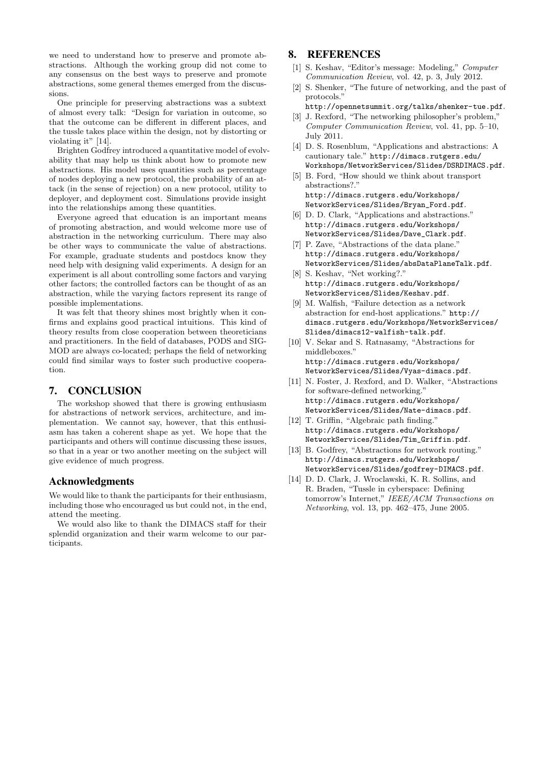we need to understand how to preserve and promote abstractions. Although the working group did not come to any consensus on the best ways to preserve and promote abstractions, some general themes emerged from the discussions.

One principle for preserving abstractions was a subtext of almost every talk: "Design for variation in outcome, so that the outcome can be different in different places, and the tussle takes place within the design, not by distorting or violating it" [14].

Brighten Godfrey introduced a quantitative model of evolvability that may help us think about how to promote new abstractions. His model uses quantities such as percentage of nodes deploying a new protocol, the probability of an attack (in the sense of rejection) on a new protocol, utility to deployer, and deployment cost. Simulations provide insight into the relationships among these quantities.

Everyone agreed that education is an important means of promoting abstraction, and would welcome more use of abstraction in the networking curriculum. There may also be other ways to communicate the value of abstractions. For example, graduate students and postdocs know they need help with designing valid experiments. A design for an experiment is all about controlling some factors and varying other factors; the controlled factors can be thought of as an abstraction, while the varying factors represent its range of possible implementations.

It was felt that theory shines most brightly when it confirms and explains good practical intuitions. This kind of theory results from close cooperation between theoreticians and practitioners. In the field of databases, PODS and SIGMOD are always co-located; perhaps the field of networking could find similar ways to foster such productive cooperation.

## 7. CONCLUSION

The workshop showed that there is growing enthusiasm for abstractions of network services, architecture, and implementation. We cannot say, however, that this enthusiasm has taken a coherent shape as yet. We hope that the participants and others will continue discussing these issues, so that in a year or two another meeting on the subject will give evidence of much progress.

## Acknowledgments

We would like to thank the participants for their enthusiasm, including those who encouraged us but could not, in the end, attend the meeting.

We would also like to thank the DIMACS staff for their splendid organization and their warm welcome to our participants.

## 8. REFERENCES

[1] S. Keshav, "Editor's message: Modeling," *Computer Communication Review*, vol. 42, p. 3, July 2012.

[2] S. Shenker, "The future of networking, and the past of protocols." http://opennetsummit.org/talks/shenker-tue.pdf.

[3] J. Rexford, "The networking philosopher's problem," *Computer Communication Review*, vol. 41, pp. 5–10, July 2011.

[4] D. S. Rosenblum, "Applications and abstractions: A cautionary tale." http://dimacs.rutgers.edu/Workshops/NetworkServices/Slides/DSRDIMACS.pdf.

[5] B. Ford, "How should we think about transport abstractions?." http://dimacs.rutgers.edu/Workshops/NetworkServices/Slides/Bryan_Ford.pdf.

[6] D. D. Clark, "Applications and abstractions." http://dimacs.rutgers.edu/Workshops/NetworkServices/Slides/Dave_Clark.pdf.

[7] P. Zave, "Abstractions of the data plane." http://dimacs.rutgers.edu/Workshops/NetworkServices/Slides/absDataPlaneTalk.pdf.

[8] S. Keshav, "Net working?." http://dimacs.rutgers.edu/Workshops/NetworkServices/Slides/Keshav.pdf.

[9] M. Walfish, "Failure detection as a network abstraction for end-host applications." http://dimacs.rutgers.edu/Workshops/NetworkServices/Slides/dimacs12-walfish-talk.pdf.

[10] V. Sekar and S. Ratnasamy, "Abstractions for middleboxes." http://dimacs.rutgers.edu/Workshops/NetworkServices/Slides/Vyas-dimacs.pdf.

[11] N. Foster, J. Rexford, and D. Walker, "Abstractions for software-defined networking." http://dimacs.rutgers.edu/Workshops/NetworkServices/Slides/Nate-dimacs.pdf.

[12] T. Griffin, "Algebraic path finding." http://dimacs.rutgers.edu/Workshops/NetworkServices/Slides/Tim_Griffin.pdf.

[13] B. Godfrey, "Abstractions for network routing." http://dimacs.rutgers.edu/Workshops/NetworkServices/Slides/godfrey-DIMACS.pdf.

[14] D. D. Clark, J. Wroclawski, K. R. Sollins, and R. Braden, "Tussle in cyberspace: Defining tomorrow's Internet," *IEEE/ACM Transactions on Networking*, vol. 13, pp. 462–475, June 2005.